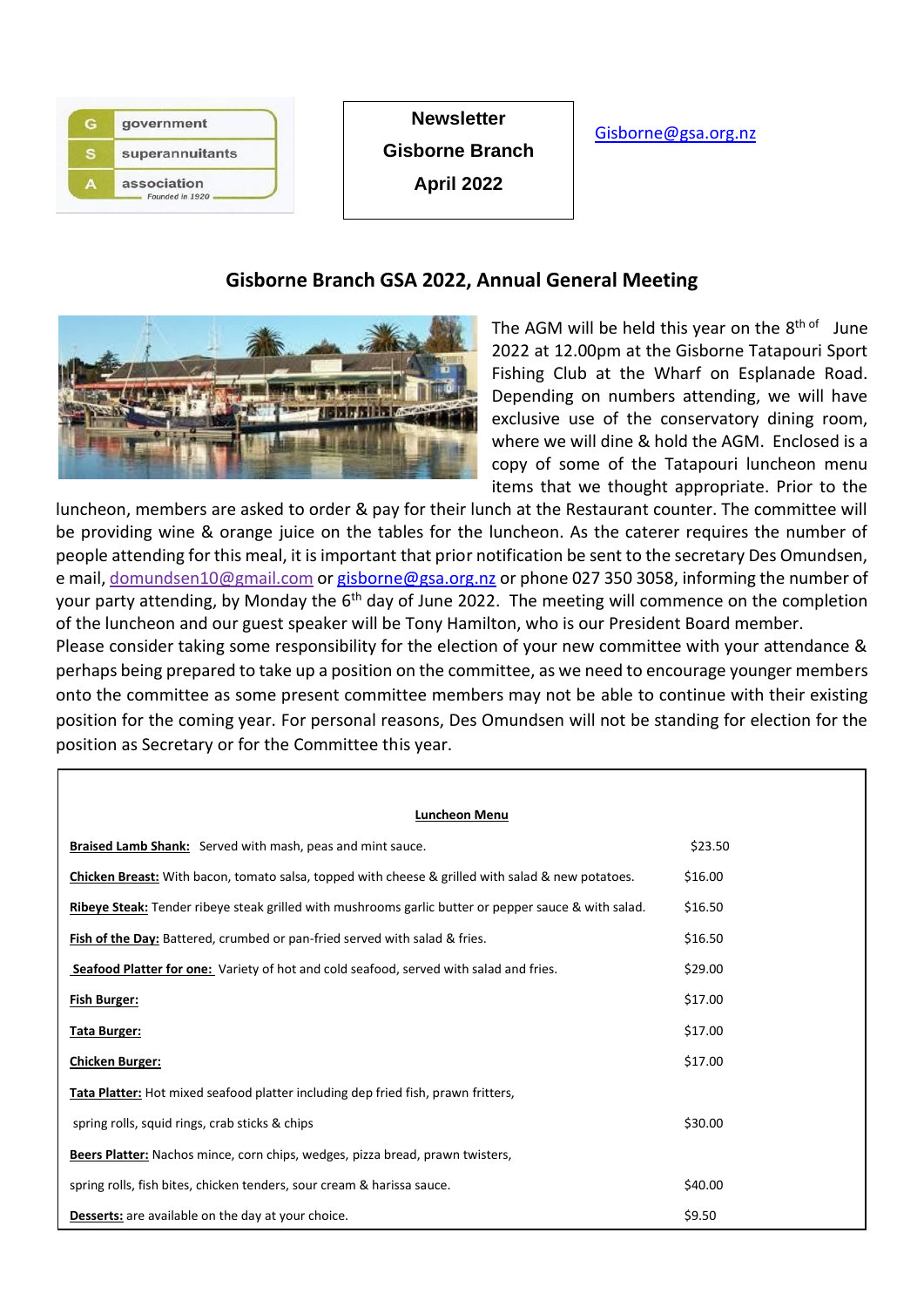government
superannuitants
association
Founded in 1920

**Newsletter**
**Gisborne Branch**
**April 2022**

Gisborne@gsa.org.nz

## Gisborne Branch GSA 2022, Annual General Meeting

The AGM will be held this year on the 8th of June 2022 at 12.00pm at the Gisborne Tatapouri Sport Fishing Club at the Wharf on Esplanade Road. Depending on numbers attending, we will have exclusive use of the conservatory dining room, where we will dine & hold the AGM. Enclosed is a copy of some of the Tatapouri luncheon menu items that we thought appropriate. Prior to the luncheon, members are asked to order & pay for their lunch at the Restaurant counter. The committee will be providing wine & orange juice on the tables for the luncheon. As the caterer requires the number of people attending for this meal, it is important that prior notification be sent to the secretary Des Omundsen, e mail, domundsen10@gmail.com or gisborne@gsa.org.nz or phone 027 350 3058, informing the number of your party attending, by Monday the 6th day of June 2022. The meeting will commence on the completion of the luncheon and our guest speaker will be Tony Hamilton, who is our President Board member.

Please consider taking some responsibility for the election of your new committee with your attendance & perhaps being prepared to take up a position on the committee, as we need to encourage younger members onto the committee as some present committee members may not be able to continue with their existing position for the coming year. For personal reasons, Des Omundsen will not be standing for election for the position as Secretary or for the Committee this year.

**Luncheon Menu**

| Item | Price |
|---|---|
| **Braised Lamb Shank:** Served with mash, peas and mint sauce. | $23.50 |
| **Chicken Breast:** With bacon, tomato salsa, topped with cheese & grilled with salad & new potatoes. | $16.00 |
| **Ribeye Steak:** Tender ribeye steak grilled with mushrooms garlic butter or pepper sauce & with salad. | $16.50 |
| **Fish of the Day:** Battered, crumbed or pan-fried served with salad & fries. | $16.50 |
| **Seafood Platter for one:** Variety of hot and cold seafood, served with salad and fries. | $29.00 |
| **Fish Burger:** | $17.00 |
| **Tata Burger:** | $17.00 |
| **Chicken Burger:** | $17.00 |
| **Tata Platter:** Hot mixed seafood platter including dep fried fish, prawn fritters, spring rolls, squid rings, crab sticks & chips | $30.00 |
| **Beers Platter:** Nachos mince, corn chips, wedges, pizza bread, prawn twisters, spring rolls, fish bites, chicken tenders, sour cream & harissa sauce. | $40.00 |
| **Desserts:** are available on the day at your choice. | $9.50 |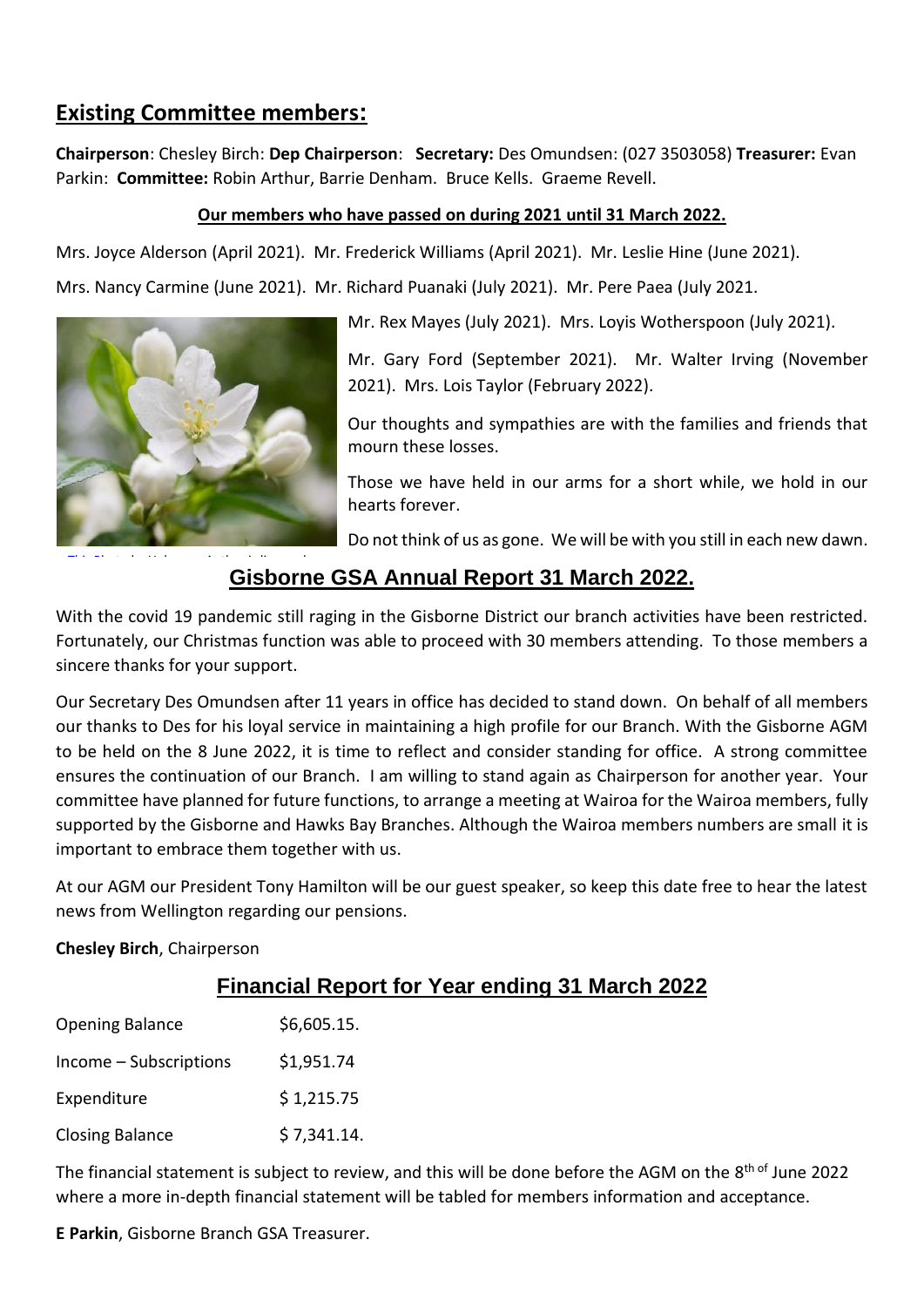## Existing Committee members:

**Chairperson**: Chesley Birch: **Dep Chairperson**: **Secretary:** Des Omundsen: (027 3503058) **Treasurer:** Evan Parkin: **Committee:** Robin Arthur, Barrie Denham. Bruce Kells. Graeme Revell.

**Our members who have passed on during 2021 until 31 March 2022.**

Mrs. Joyce Alderson (April 2021). Mr. Frederick Williams (April 2021). Mr. Leslie Hine (June 2021).

Mrs. Nancy Carmine (June 2021). Mr. Richard Puanaki (July 2021). Mr. Pere Paea (July 2021.

Mr. Rex Mayes (July 2021). Mrs. Loyis Wotherspoon (July 2021).

Mr. Gary Ford (September 2021). Mr. Walter Irving (November 2021). Mrs. Lois Taylor (February 2022).

Our thoughts and sympathies are with the families and friends that mourn these losses.

Those we have held in our arms for a short while, we hold in our hearts forever.

Do not think of us as gone. We will be with you still in each new dawn.

## Gisborne GSA Annual Report 31 March 2022.

With the covid 19 pandemic still raging in the Gisborne District our branch activities have been restricted. Fortunately, our Christmas function was able to proceed with 30 members attending. To those members a sincere thanks for your support.

Our Secretary Des Omundsen after 11 years in office has decided to stand down. On behalf of all members our thanks to Des for his loyal service in maintaining a high profile for our Branch. With the Gisborne AGM to be held on the 8 June 2022, it is time to reflect and consider standing for office. A strong committee ensures the continuation of our Branch. I am willing to stand again as Chairperson for another year. Your committee have planned for future functions, to arrange a meeting at Wairoa for the Wairoa members, fully supported by the Gisborne and Hawks Bay Branches. Although the Wairoa members numbers are small it is important to embrace them together with us.

At our AGM our President Tony Hamilton will be our guest speaker, so keep this date free to hear the latest news from Wellington regarding our pensions.

**Chesley Birch**, Chairperson

## Financial Report for Year ending 31 March 2022

| | |
|---|---|
| Opening Balance | $6,605.15. |
| Income – Subscriptions | $1,951.74 |
| Expenditure | $ 1,215.75 |
| Closing Balance | $ 7,341.14. |

The financial statement is subject to review, and this will be done before the AGM on the 8th of June 2022 where a more in-depth financial statement will be tabled for members information and acceptance.

**E Parkin**, Gisborne Branch GSA Treasurer.